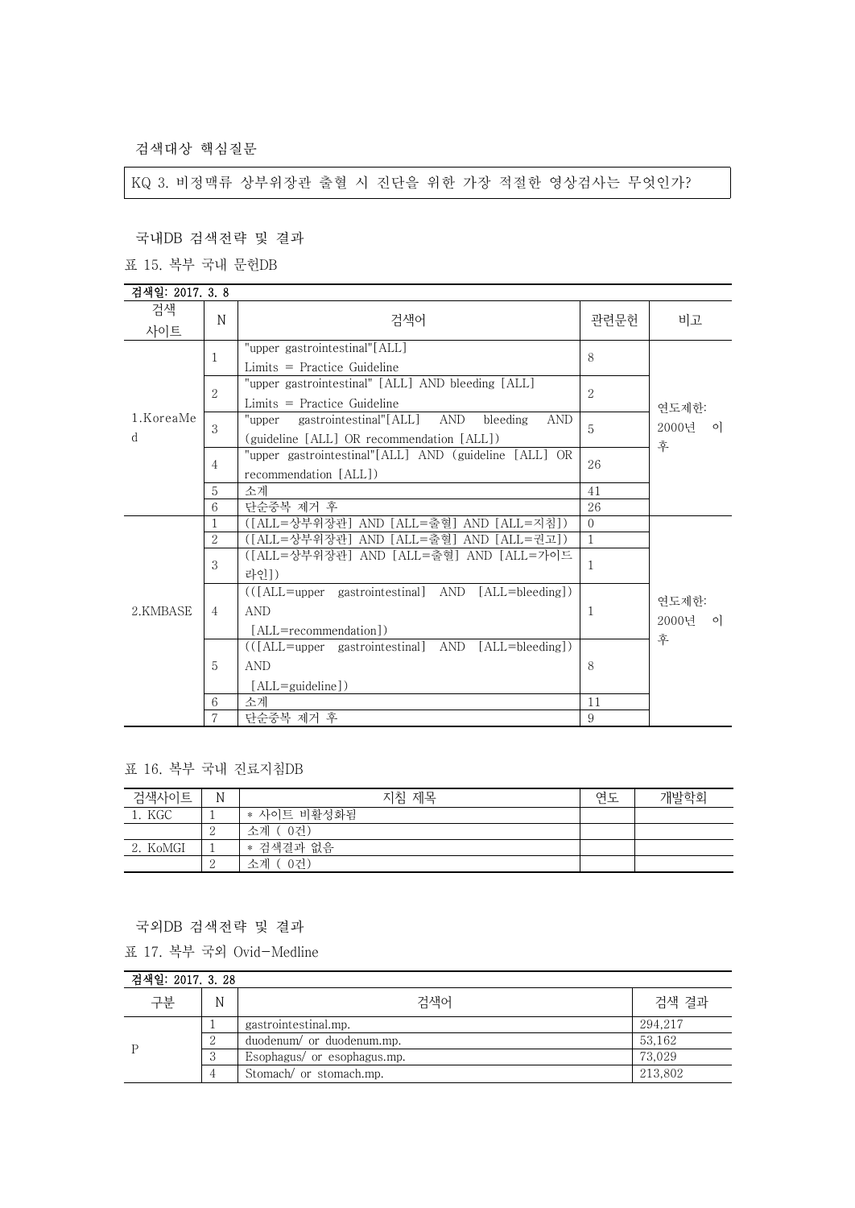검색대상 핵심질문

KQ 3. 비정맥류 상부위장관 출혈 시 진단을 위한 가장 적절한 영상검사는 무엇인가?

국내DB 검색전략 및 결과

표 15. 복부 국내 문헌DB

검색일: 2017. 3. 8

| 검색 사이트 | N | 검색어 | 관련문헌 | 비고 |
|---|---|---|---|---|
| 1.KoreaMed | 1 | "upper gastrointestinal"[ALL] Limits = Practice Guideline | 8 | 연도제한: 2000년 이후 |
| | 2 | "upper gastrointestinal" [ALL] AND bleeding [ALL] Limits = Practice Guideline | 2 | |
| | 3 | "upper gastrointestinal"[ALL] AND bleeding AND (guideline [ALL] OR recommendation [ALL]) | 5 | |
| | 4 | "upper gastrointestinal"[ALL] AND (guideline [ALL] OR recommendation [ALL]) | 26 | |
| | 5 | 소계 | 41 | |
| | 6 | 단순중복 제거 후 | 26 | |
| 2.KMBASE | 1 | ([ALL=상부위장관] AND [ALL=출혈] AND [ALL=지침]) | 0 | 연도제한: 2000년 이후 |
| | 2 | ([ALL=상부위장관] AND [ALL=출혈] AND [ALL=권고]) | 1 | |
| | 3 | ([ALL=상부위장관] AND [ALL=출혈] AND [ALL=가이드라인]) | 1 | |
| | 4 | (([ALL=upper gastrointestinal] AND [ALL=bleeding]) AND [ALL=recommendation]) | 1 | |
| | 5 | (([ALL=upper gastrointestinal] AND [ALL=bleeding]) AND [ALL=guideline]) | 8 | |
| | 6 | 소계 | 11 | |
| | 7 | 단순중복 제거 후 | 9 | |

표 16. 복부 국내 진료지침DB

| 검색사이트 | N | 지침 제목 | 연도 | 개발학회 |
|---|---|---|---|---|
| 1. KGC | 1 | * 사이트 비활성화됨 | | |
| | 2 | 소계 ( 0건) | | |
| 2. KoMGI | 1 | * 검색결과 없음 | | |
| | 2 | 소계 ( 0건) | | |

국외DB 검색전략 및 결과

표 17. 복부 국외 Ovid-Medline

검색일: 2017. 3. 28

| 구분 | N | 검색어 | 검색 결과 |
|---|---|---|---|
| P | 1 | gastrointestinal.mp. | 294,217 |
| | 2 | duodenum/ or duodenum.mp. | 53,162 |
| | 3 | Esophagus/ or esophagus.mp. | 73,029 |
| | 4 | Stomach/ or stomach.mp. | 213,802 |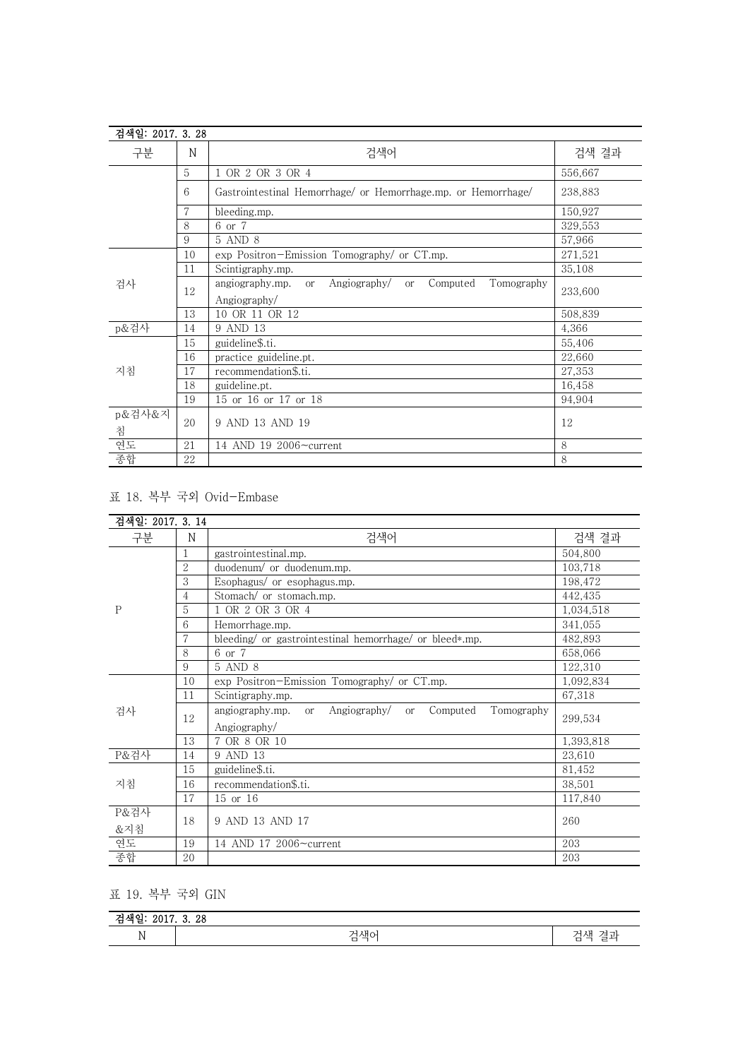검색일: 2017. 3. 28

| 구분 | N | 검색어 | 검색 결과 |
|---|---|---|---|
| | 5 | 1 OR 2 OR 3 OR 4 | 556,667 |
| | 6 | Gastrointestinal Hemorrhage/ or Hemorrhage.mp. or Hemorrhage/ | 238,883 |
| | 7 | bleeding.mp. | 150,927 |
| | 8 | 6 or 7 | 329,553 |
| | 9 | 5 AND 8 | 57,966 |
| 검사 | 10 | exp Positron-Emission Tomography/ or CT.mp. | 271,521 |
| | 11 | Scintigraphy.mp. | 35,108 |
| | 12 | angiography.mp. or Angiography/ or Computed Tomography Angiography/ | 233,600 |
| | 13 | 10 OR 11 OR 12 | 508,839 |
| p&검사 | 14 | 9 AND 13 | 4,366 |
| 지침 | 15 | guideline$.ti. | 55,406 |
| | 16 | practice guideline.pt. | 22,660 |
| | 17 | recommendation$.ti. | 27,353 |
| | 18 | guideline.pt. | 16,458 |
| | 19 | 15 or 16 or 17 or 18 | 94,904 |
| p&검사&지침 | 20 | 9 AND 13 AND 19 | 12 |
| 연도 | 21 | 14 AND 19 2006~current | 8 |
| 종합 | 22 | | 8 |

표 18. 복부 국외 Ovid-Embase

검색일: 2017. 3. 14

| 구분 | N | 검색어 | 검색 결과 |
|---|---|---|---|
| P | 1 | gastrointestinal.mp. | 504,800 |
| | 2 | duodenum/ or duodenum.mp. | 103,718 |
| | 3 | Esophagus/ or esophagus.mp. | 198,472 |
| | 4 | Stomach/ or stomach.mp. | 442,435 |
| | 5 | 1 OR 2 OR 3 OR 4 | 1,034,518 |
| | 6 | Hemorrhage.mp. | 341,055 |
| | 7 | bleeding/ or gastrointestinal hemorrhage/ or bleed*.mp. | 482,893 |
| | 8 | 6 or 7 | 658,066 |
| | 9 | 5 AND 8 | 122,310 |
| 검사 | 10 | exp Positron-Emission Tomography/ or CT.mp. | 1,092,834 |
| | 11 | Scintigraphy.mp. | 67,318 |
| | 12 | angiography.mp. or Angiography/ or Computed Tomography Angiography/ | 299,534 |
| | 13 | 7 OR 8 OR 10 | 1,393,818 |
| P&검사 | 14 | 9 AND 13 | 23,610 |
| 지침 | 15 | guideline$.ti. | 81,452 |
| | 16 | recommendation$.ti. | 38,501 |
| | 17 | 15 or 16 | 117,840 |
| P&검사&지침 | 18 | 9 AND 13 AND 17 | 260 |
| 연도 | 19 | 14 AND 17 2006~current | 203 |
| 종합 | 20 | | 203 |

표 19. 복부 국외 GIN

검색일: 2017. 3. 28

| N | 검색어 | 검색 결과 |
|---|---|---|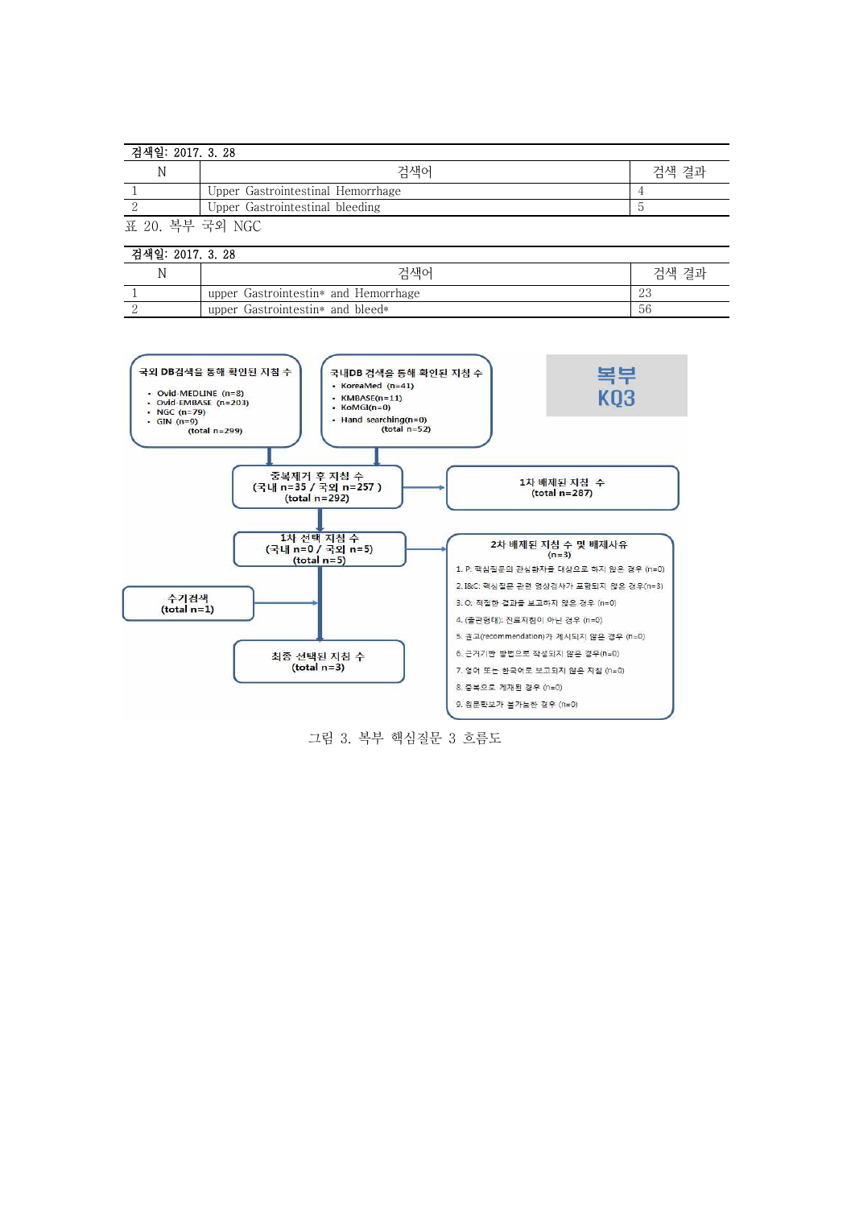| 검색일: 2017. 3. 28 | | |
|---|---|---|
| N | 검색어 | 검색 결과 |
| 1 | Upper Gastrointestinal Hemorrhage | 4 |
| 2 | Upper Gastrointestinal bleeding | 5 |

표 20. 복부 국외 NGC

| 검색일: 2017. 3. 28 | | |
|---|---|---|
| N | 검색어 | 검색 결과 |
| 1 | upper Gastrointestin* and Hemorrhage | 23 |
| 2 | upper Gastrointestin* and bleed* | 56 |

복부 KQ3

국외 DB검색을 통해 확인된 지침 수
- Ovid-MEDLINE (n=8)
- Ovid-EMBASE (n=203)
- NGC (n=79)
- GIN (n=9)

(total n=299)

국내DB 검색을 통해 확인된 지침 수
- KoreaMed (n=41)
- KMBASE(n=11)
- KoMGI(n=0)
- Hand searching(n=0)

(total n=52)

중복제거 후 지침 수
(국내 n=35 / 국외 n=257 )
(total n=292)

1차 배제된 지침 수
(total n=287)

1차 선택 지침 수
(국내 n=0 / 국외 n=5)
(total n=5)

2차 배제된 지침 수 및 배제사유
(n=3)
1. P: 핵심질문의 관심환자를 대상으로 하지 않은 경우 (n=0)
2. I&C: 핵심질문 관련 영상검사가 포함되지 않은 경우(n=3)
3. O: 적절한 결과를 보고하지 않은 경우 (n=0)
4. (출판형태): 진료지침이 아닌 경우 (n=0)
5. 권고(recommendation)가 제시되지 않은 경우 (n=0)
6. 근거기반 방법으로 작성되지 않은 경우(n=0)
7. 영어 또는 한국어로 보고되지 않은 지침 (n=0)
8. 중복으로 게재된 경우 (n=0)
9. 원문확보가 불가능한 경우 (n=0)

수기검색
(total n=1)

최종 선택된 지침 수
(total n=3)

그림 3. 복부 핵심질문 3 흐름도